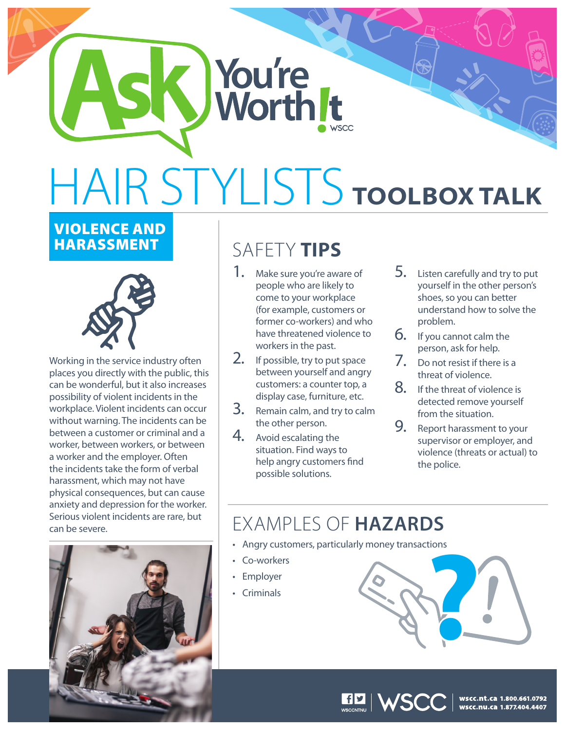# Ask You're Worth It

WSCC

# HAIR STYLISTS TOOLBOX TALK

## VIOLENCE AND HARASSMENT

Working in the service industry often places you directly with the public, this can be wonderful, but it also increases possibility of violent incidents in the workplace. Violent incidents can occur without warning. The incidents can be between a customer or criminal and a worker, between workers, or between a worker and the employer. Often the incidents take the form of verbal harassment, which may not have physical consequences, but can cause anxiety and depression for the worker. Serious violent incidents are rare, but can be severe.

## SAFETY TIPS

1. Make sure you're aware of people who are likely to come to your workplace (for example, customers or former co-workers) and who have threatened violence to workers in the past.
2. If possible, try to put space between yourself and angry customers: a counter top, a display case, furniture, etc.
3. Remain calm, and try to calm the other person.
4. Avoid escalating the situation. Find ways to help angry customers find possible solutions.
5. Listen carefully and try to put yourself in the other person's shoes, so you can better understand how to solve the problem.
6. If you cannot calm the person, ask for help.
7. Do not resist if there is a threat of violence.
8. If the threat of violence is detected remove yourself from the situation.
9. Report harassment to your supervisor or employer, and violence (threats or actual) to the police.

## EXAMPLES OF HAZARDS

- Angry customers, particularly money transactions
- Co-workers
- Employer
- Criminals

WSCCNTNU | WSCC | wscc.nt.ca 1.800.661.0792 wscc.nu.ca 1.877.404.4407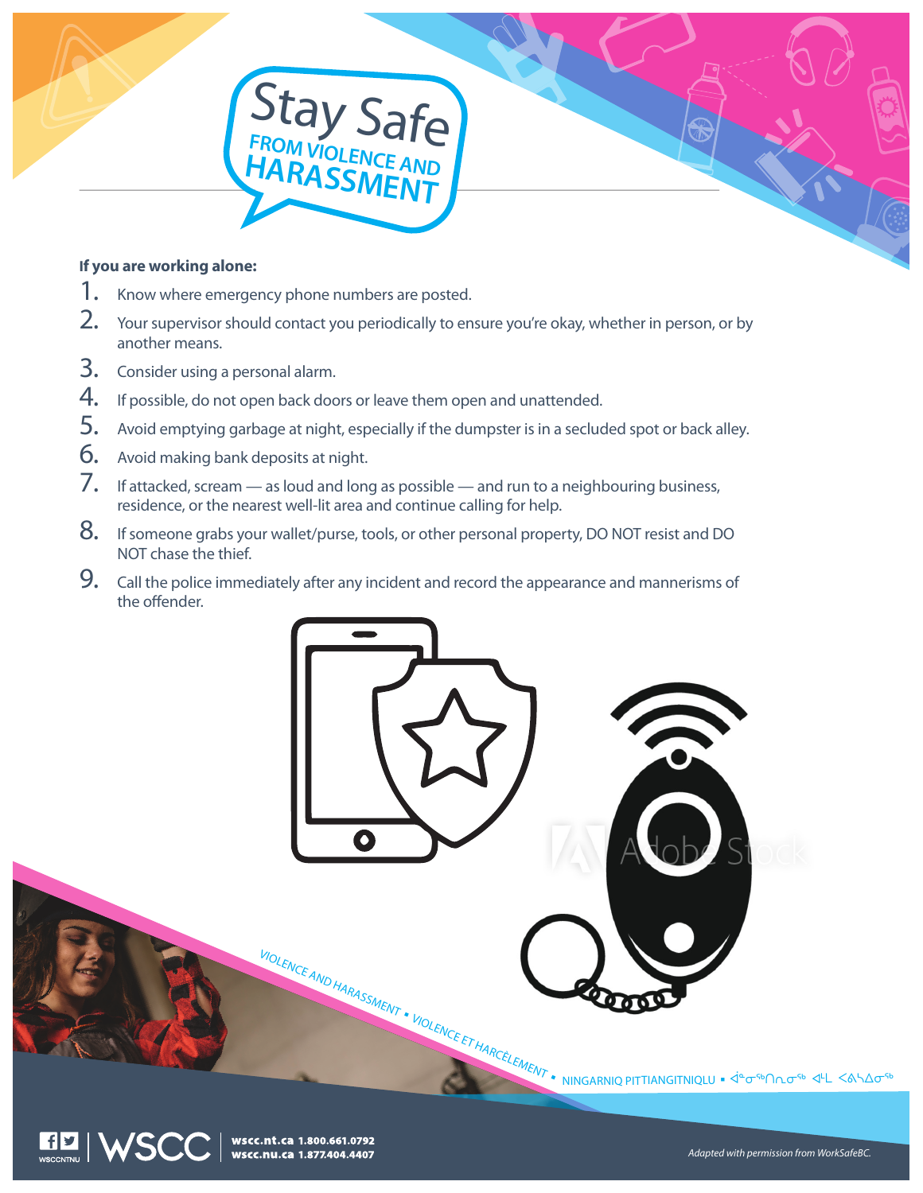# Stay Safe

## FROM VIOLENCE AND HARASSMENT

**If you are working alone:**

1. Know where emergency phone numbers are posted.
2. Your supervisor should contact you periodically to ensure you're okay, whether in person, or by another means.
3. Consider using a personal alarm.
4. If possible, do not open back doors or leave them open and unattended.
5. Avoid emptying garbage at night, especially if the dumpster is in a secluded spot or back alley.
6. Avoid making bank deposits at night.
7. If attacked, scream — as loud and long as possible — and run to a neighbouring business, residence, or the nearest well-lit area and continue calling for help.
8. If someone grabs your wallet/purse, tools, or other personal property, DO NOT resist and DO NOT chase the thief.
9. Call the police immediately after any incident and record the appearance and mannerisms of the offender.

VIOLENCE AND HARASSMENT ▪ VIOLENCE ET HARCÈLEMENT ▪ NINGARNIQ PITTIANGITNIQLU ▪ ᐋᓃᖅᑎᑎᓂᖅ ᐊᒻᒪ ᐸᕝᓴᐃᓂᖅ

WSCCNTNU

WSCC

wscc.nt.ca 1.800.661.0792
wscc.nu.ca 1.877.404.4407

*Adapted with permission from WorkSafeBC.*